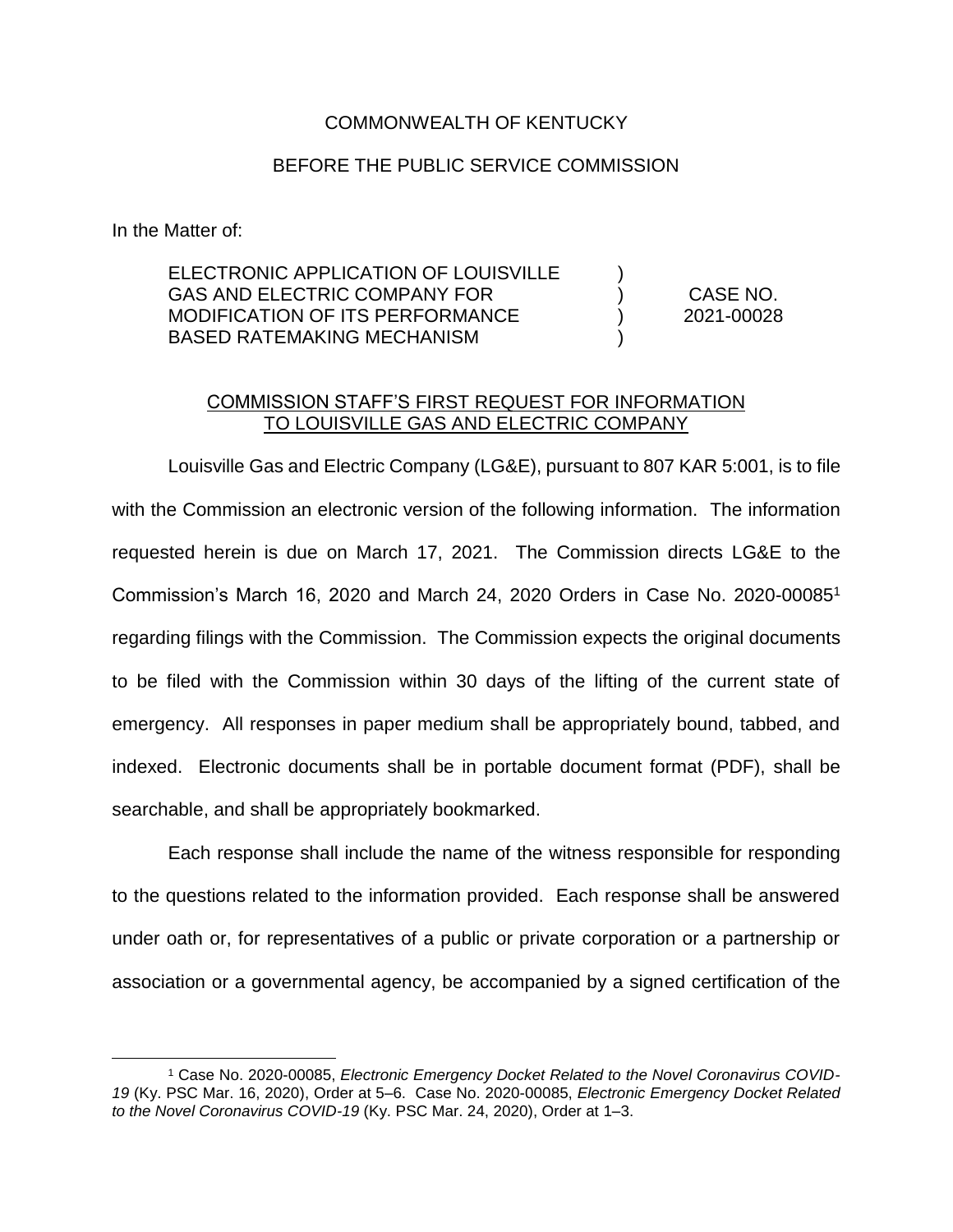COMMONWEALTH OF KENTUCKY

BEFORE THE PUBLIC SERVICE COMMISSION

In the Matter of:

| | | |
|---|---|---|
| ELECTRONIC APPLICATION OF LOUISVILLE GAS AND ELECTRIC COMPANY FOR MODIFICATION OF ITS PERFORMANCE BASED RATEMAKING MECHANISM | ) ) ) ) | CASE NO. 2021-00028 |

COMMISSION STAFF'S FIRST REQUEST FOR INFORMATION TO LOUISVILLE GAS AND ELECTRIC COMPANY

Louisville Gas and Electric Company (LG&E), pursuant to 807 KAR 5:001, is to file with the Commission an electronic version of the following information. The information requested herein is due on March 17, 2021. The Commission directs LG&E to the Commission's March 16, 2020 and March 24, 2020 Orders in Case No. 2020-00085[1] regarding filings with the Commission. The Commission expects the original documents to be filed with the Commission within 30 days of the lifting of the current state of emergency. All responses in paper medium shall be appropriately bound, tabbed, and indexed. Electronic documents shall be in portable document format (PDF), shall be searchable, and shall be appropriately bookmarked.

Each response shall include the name of the witness responsible for responding to the questions related to the information provided. Each response shall be answered under oath or, for representatives of a public or private corporation or a partnership or association or a governmental agency, be accompanied by a signed certification of the

[1] Case No. 2020-00085, *Electronic Emergency Docket Related to the Novel Coronavirus COVID-19* (Ky. PSC Mar. 16, 2020), Order at 5–6. Case No. 2020-00085, *Electronic Emergency Docket Related to the Novel Coronavirus COVID-19* (Ky. PSC Mar. 24, 2020), Order at 1–3.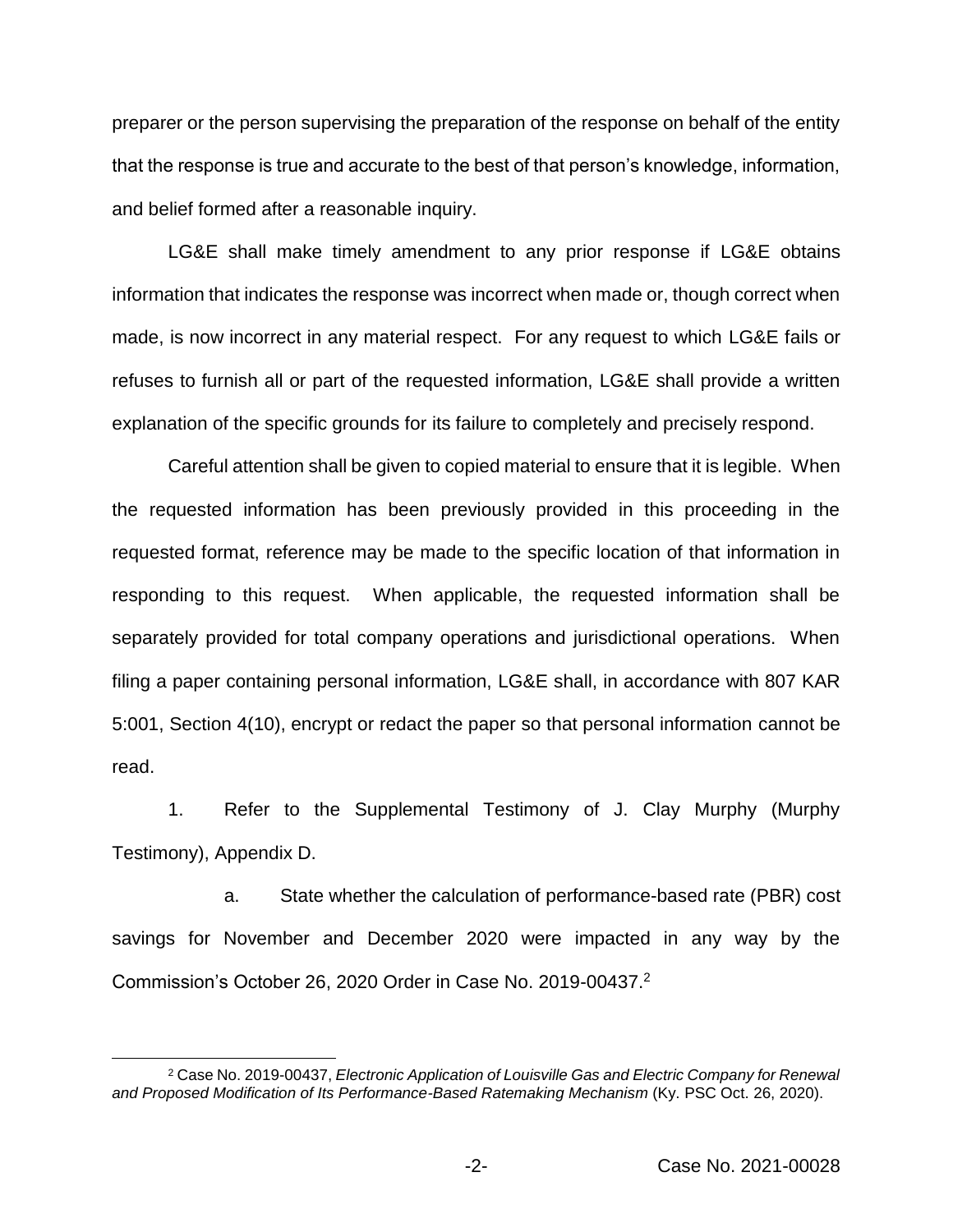preparer or the person supervising the preparation of the response on behalf of the entity that the response is true and accurate to the best of that person's knowledge, information, and belief formed after a reasonable inquiry.

LG&E shall make timely amendment to any prior response if LG&E obtains information that indicates the response was incorrect when made or, though correct when made, is now incorrect in any material respect. For any request to which LG&E fails or refuses to furnish all or part of the requested information, LG&E shall provide a written explanation of the specific grounds for its failure to completely and precisely respond.

Careful attention shall be given to copied material to ensure that it is legible. When the requested information has been previously provided in this proceeding in the requested format, reference may be made to the specific location of that information in responding to this request. When applicable, the requested information shall be separately provided for total company operations and jurisdictional operations. When filing a paper containing personal information, LG&E shall, in accordance with 807 KAR 5:001, Section 4(10), encrypt or redact the paper so that personal information cannot be read.

1. Refer to the Supplemental Testimony of J. Clay Murphy (Murphy Testimony), Appendix D.

a. State whether the calculation of performance-based rate (PBR) cost savings for November and December 2020 were impacted in any way by the Commission's October 26, 2020 Order in Case No. 2019-00437.[2]

---

[2] Case No. 2019-00437, *Electronic Application of Louisville Gas and Electric Company for Renewal and Proposed Modification of Its Performance-Based Ratemaking Mechanism* (Ky. PSC Oct. 26, 2020).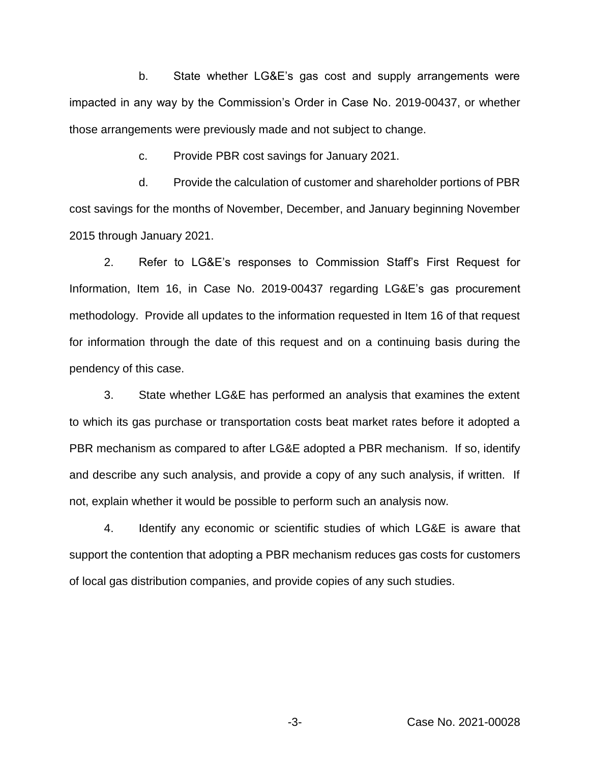b. State whether LG&E's gas cost and supply arrangements were impacted in any way by the Commission's Order in Case No. 2019-00437, or whether those arrangements were previously made and not subject to change.

c. Provide PBR cost savings for January 2021.

d. Provide the calculation of customer and shareholder portions of PBR cost savings for the months of November, December, and January beginning November 2015 through January 2021.

2. Refer to LG&E's responses to Commission Staff's First Request for Information, Item 16, in Case No. 2019-00437 regarding LG&E's gas procurement methodology. Provide all updates to the information requested in Item 16 of that request for information through the date of this request and on a continuing basis during the pendency of this case.

3. State whether LG&E has performed an analysis that examines the extent to which its gas purchase or transportation costs beat market rates before it adopted a PBR mechanism as compared to after LG&E adopted a PBR mechanism. If so, identify and describe any such analysis, and provide a copy of any such analysis, if written. If not, explain whether it would be possible to perform such an analysis now.

4. Identify any economic or scientific studies of which LG&E is aware that support the contention that adopting a PBR mechanism reduces gas costs for customers of local gas distribution companies, and provide copies of any such studies.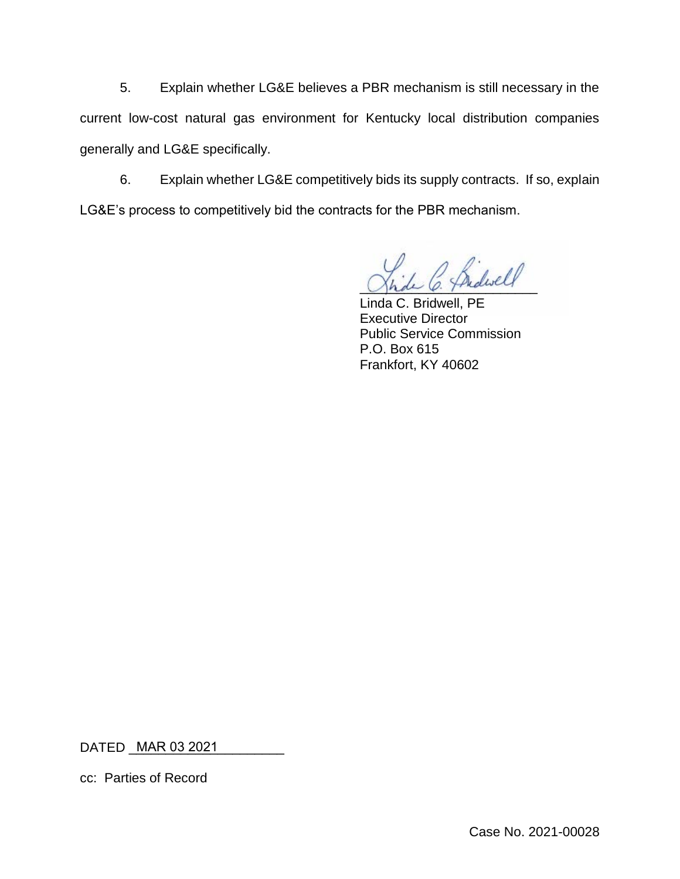5. Explain whether LG&E believes a PBR mechanism is still necessary in the current low-cost natural gas environment for Kentucky local distribution companies generally and LG&E specifically.

6. Explain whether LG&E competitively bids its supply contracts. If so, explain LG&E's process to competitively bid the contracts for the PBR mechanism.

Linda C. Bridwell, PE
Executive Director
Public Service Commission
P.O. Box 615
Frankfort, KY 40602

DATED MAR 03 2021

cc: Parties of Record

Case No. 2021-00028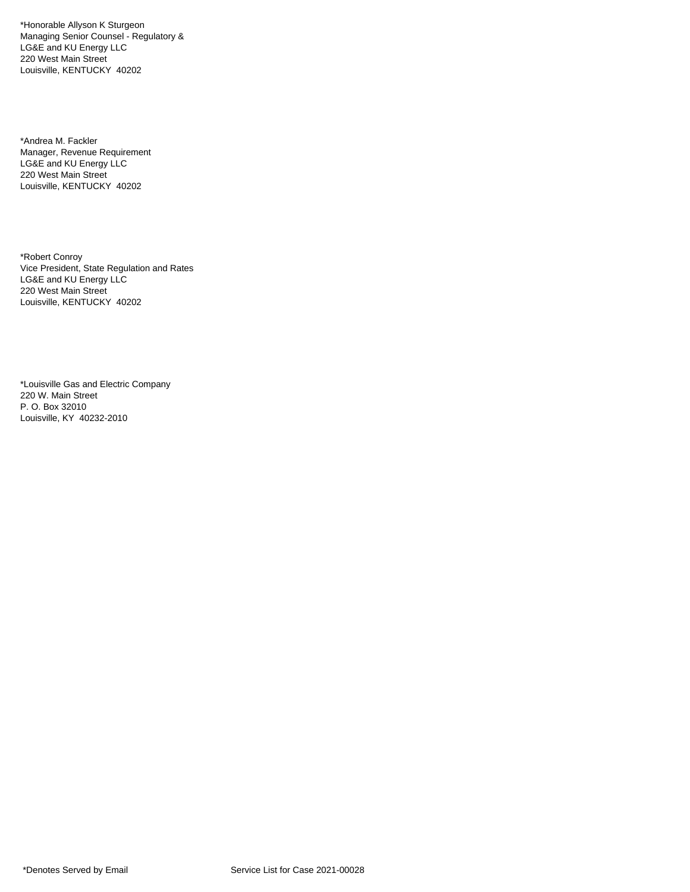*Honorable Allyson K Sturgeon
Managing Senior Counsel - Regulatory &
LG&E and KU Energy LLC
220 West Main Street
Louisville, KENTUCKY 40202

*Andrea M. Fackler
Manager, Revenue Requirement
LG&E and KU Energy LLC
220 West Main Street
Louisville, KENTUCKY 40202

*Robert Conroy
Vice President, State Regulation and Rates
LG&E and KU Energy LLC
220 West Main Street
Louisville, KENTUCKY 40202

*Louisville Gas and Electric Company
220 W. Main Street
P. O. Box 32010
Louisville, KY 40232-2010

*Denotes Served by Email

Service List for Case 2021-00028